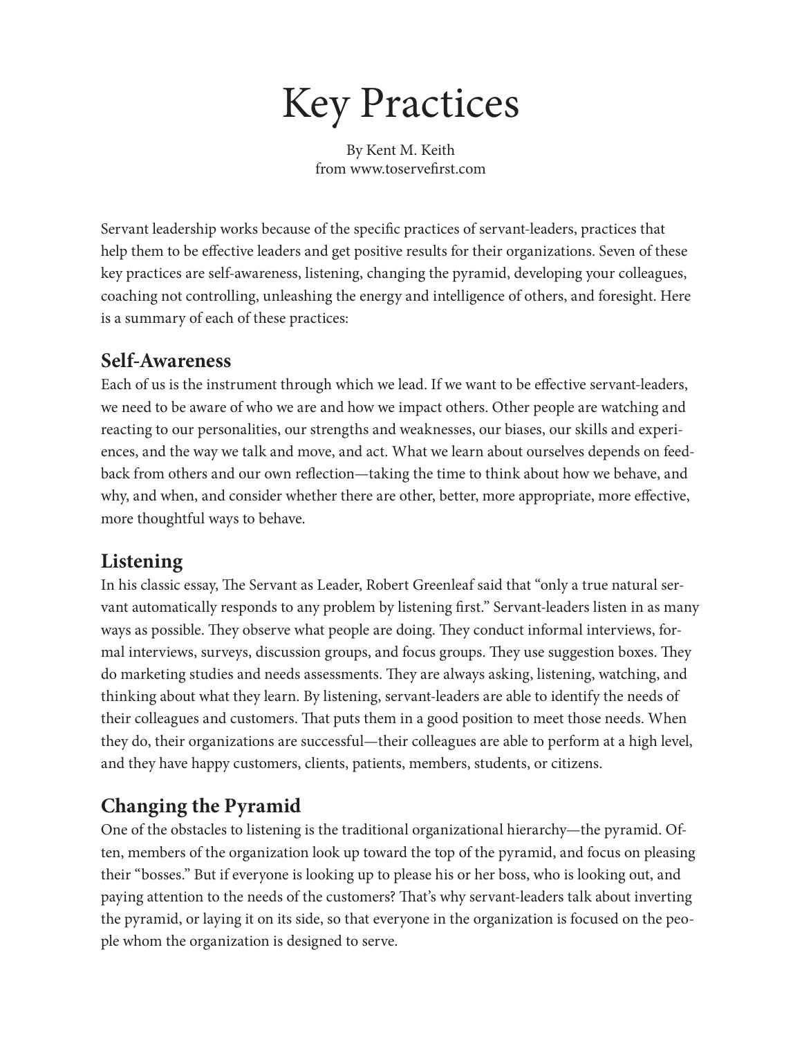# Key Practices

By Kent M. Keith
from www.toservefirst.com

Servant leadership works because of the specific practices of servant-leaders, practices that help them to be effective leaders and get positive results for their organizations. Seven of these key practices are self-awareness, listening, changing the pyramid, developing your colleagues, coaching not controlling, unleashing the energy and intelligence of others, and foresight. Here is a summary of each of these practices:

## Self-Awareness

Each of us is the instrument through which we lead. If we want to be effective servant-leaders, we need to be aware of who we are and how we impact others. Other people are watching and reacting to our personalities, our strengths and weaknesses, our biases, our skills and experiences, and the way we talk and move, and act. What we learn about ourselves depends on feedback from others and our own reflection—taking the time to think about how we behave, and why, and when, and consider whether there are other, better, more appropriate, more effective, more thoughtful ways to behave.

## Listening

In his classic essay, The Servant as Leader, Robert Greenleaf said that "only a true natural servant automatically responds to any problem by listening first." Servant-leaders listen in as many ways as possible. They observe what people are doing. They conduct informal interviews, formal interviews, surveys, discussion groups, and focus groups. They use suggestion boxes. They do marketing studies and needs assessments. They are always asking, listening, watching, and thinking about what they learn. By listening, servant-leaders are able to identify the needs of their colleagues and customers. That puts them in a good position to meet those needs. When they do, their organizations are successful—their colleagues are able to perform at a high level, and they have happy customers, clients, patients, members, students, or citizens.

## Changing the Pyramid

One of the obstacles to listening is the traditional organizational hierarchy—the pyramid. Often, members of the organization look up toward the top of the pyramid, and focus on pleasing their "bosses." But if everyone is looking up to please his or her boss, who is looking out, and paying attention to the needs of the customers? That's why servant-leaders talk about inverting the pyramid, or laying it on its side, so that everyone in the organization is focused on the people whom the organization is designed to serve.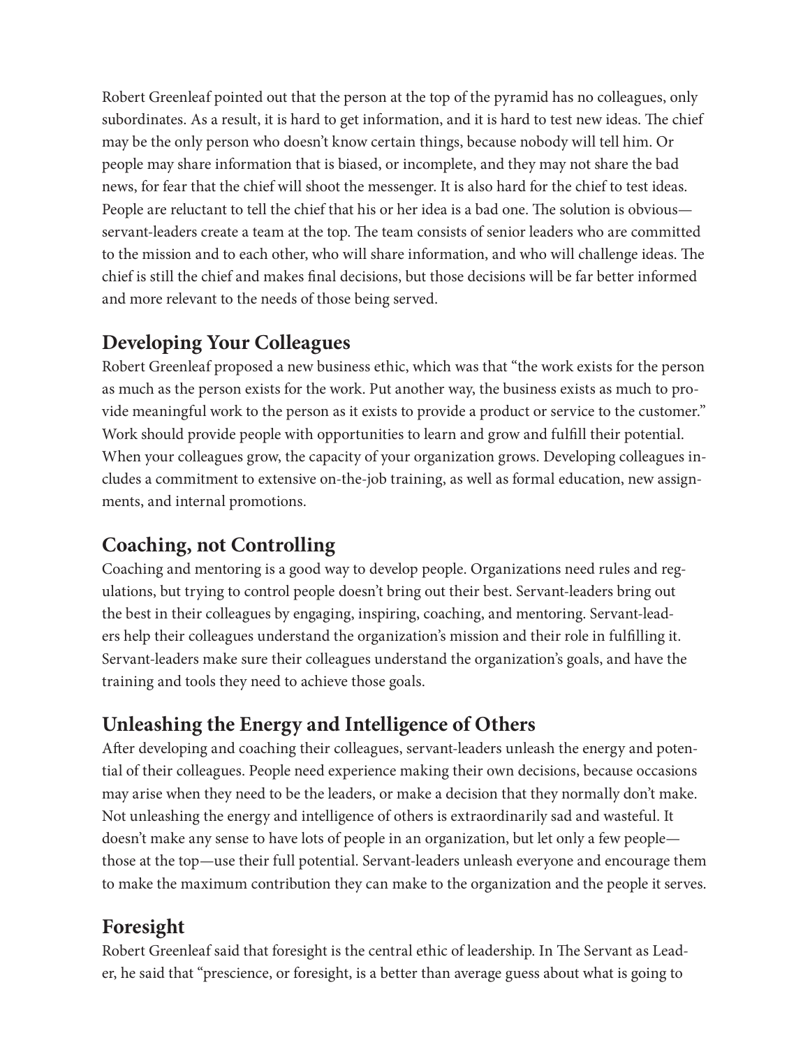Robert Greenleaf pointed out that the person at the top of the pyramid has no colleagues, only subordinates. As a result, it is hard to get information, and it is hard to test new ideas. The chief may be the only person who doesn't know certain things, because nobody will tell him. Or people may share information that is biased, or incomplete, and they may not share the bad news, for fear that the chief will shoot the messenger. It is also hard for the chief to test ideas. People are reluctant to tell the chief that his or her idea is a bad one. The solution is obvious—servant-leaders create a team at the top. The team consists of senior leaders who are committed to the mission and to each other, who will share information, and who will challenge ideas. The chief is still the chief and makes final decisions, but those decisions will be far better informed and more relevant to the needs of those being served.

## Developing Your Colleagues

Robert Greenleaf proposed a new business ethic, which was that "the work exists for the person as much as the person exists for the work. Put another way, the business exists as much to provide meaningful work to the person as it exists to provide a product or service to the customer." Work should provide people with opportunities to learn and grow and fulfill their potential. When your colleagues grow, the capacity of your organization grows. Developing colleagues includes a commitment to extensive on-the-job training, as well as formal education, new assignments, and internal promotions.

## Coaching, not Controlling

Coaching and mentoring is a good way to develop people. Organizations need rules and regulations, but trying to control people doesn't bring out their best. Servant-leaders bring out the best in their colleagues by engaging, inspiring, coaching, and mentoring. Servant-leaders help their colleagues understand the organization's mission and their role in fulfilling it. Servant-leaders make sure their colleagues understand the organization's goals, and have the training and tools they need to achieve those goals.

## Unleashing the Energy and Intelligence of Others

After developing and coaching their colleagues, servant-leaders unleash the energy and potential of their colleagues. People need experience making their own decisions, because occasions may arise when they need to be the leaders, or make a decision that they normally don't make. Not unleashing the energy and intelligence of others is extraordinarily sad and wasteful. It doesn't make any sense to have lots of people in an organization, but let only a few people—those at the top—use their full potential. Servant-leaders unleash everyone and encourage them to make the maximum contribution they can make to the organization and the people it serves.

## Foresight

Robert Greenleaf said that foresight is the central ethic of leadership. In The Servant as Leader, he said that "prescience, or foresight, is a better than average guess about what is going to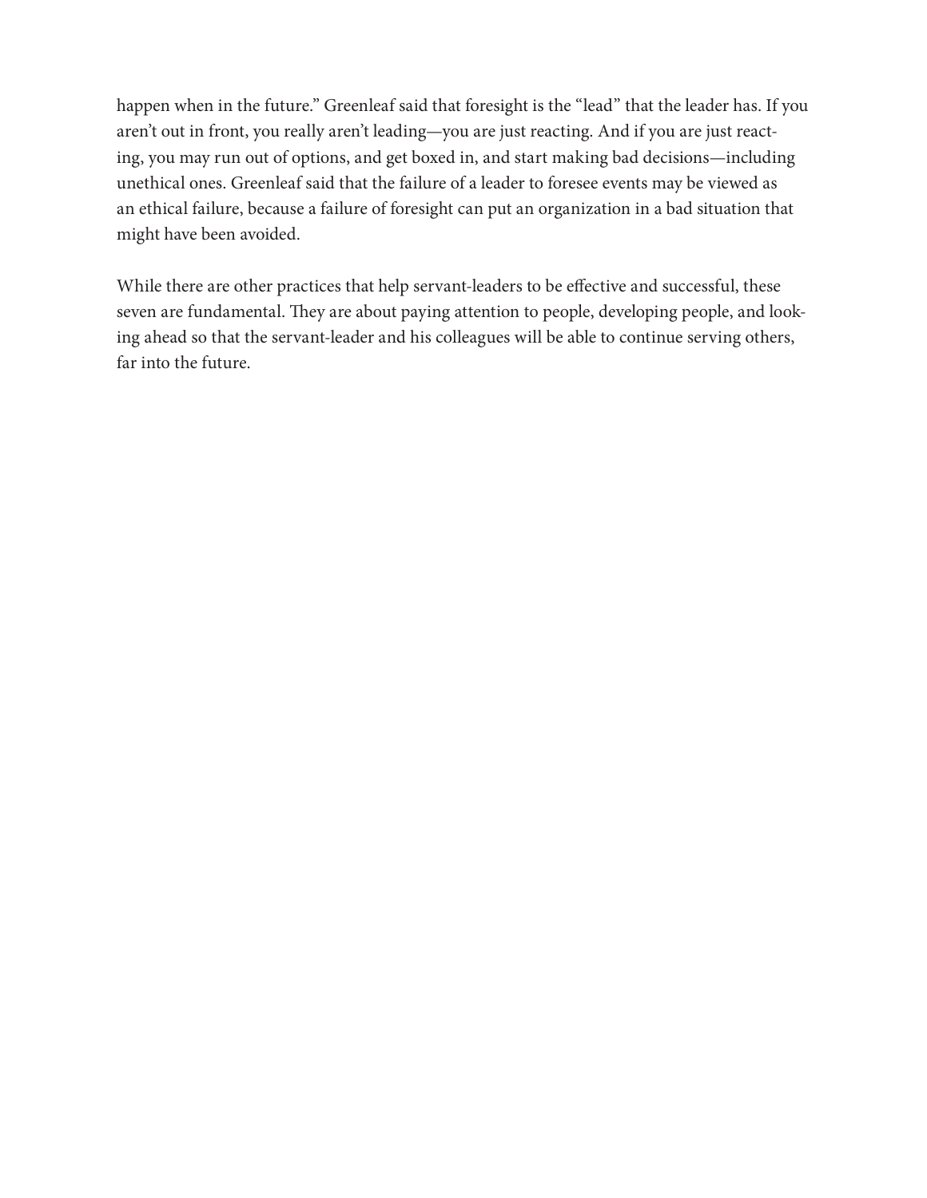happen when in the future." Greenleaf said that foresight is the "lead" that the leader has. If you aren't out in front, you really aren't leading—you are just reacting. And if you are just reacting, you may run out of options, and get boxed in, and start making bad decisions—including unethical ones. Greenleaf said that the failure of a leader to foresee events may be viewed as an ethical failure, because a failure of foresight can put an organization in a bad situation that might have been avoided.

While there are other practices that help servant-leaders to be effective and successful, these seven are fundamental. They are about paying attention to people, developing people, and looking ahead so that the servant-leader and his colleagues will be able to continue serving others, far into the future.